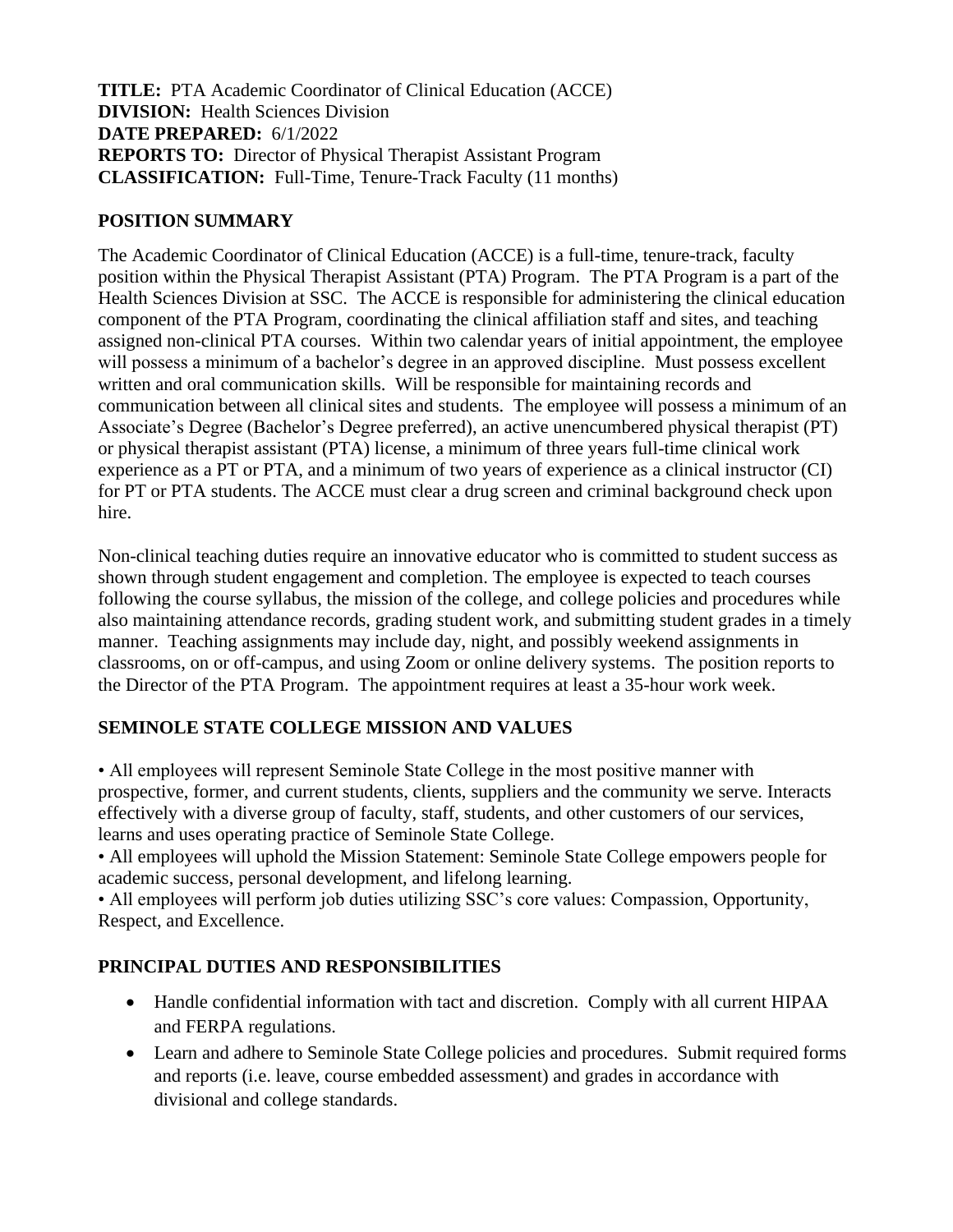**TITLE:** PTA Academic Coordinator of Clinical Education (ACCE)
**DIVISION:** Health Sciences Division
**DATE PREPARED:** 6/1/2022
**REPORTS TO:** Director of Physical Therapist Assistant Program
**CLASSIFICATION:** Full-Time, Tenure-Track Faculty (11 months)

## POSITION SUMMARY

The Academic Coordinator of Clinical Education (ACCE) is a full-time, tenure-track, faculty position within the Physical Therapist Assistant (PTA) Program. The PTA Program is a part of the Health Sciences Division at SSC. The ACCE is responsible for administering the clinical education component of the PTA Program, coordinating the clinical affiliation staff and sites, and teaching assigned non-clinical PTA courses. Within two calendar years of initial appointment, the employee will possess a minimum of a bachelor's degree in an approved discipline. Must possess excellent written and oral communication skills. Will be responsible for maintaining records and communication between all clinical sites and students. The employee will possess a minimum of an Associate's Degree (Bachelor's Degree preferred), an active unencumbered physical therapist (PT) or physical therapist assistant (PTA) license, a minimum of three years full-time clinical work experience as a PT or PTA, and a minimum of two years of experience as a clinical instructor (CI) for PT or PTA students. The ACCE must clear a drug screen and criminal background check upon hire.

Non-clinical teaching duties require an innovative educator who is committed to student success as shown through student engagement and completion. The employee is expected to teach courses following the course syllabus, the mission of the college, and college policies and procedures while also maintaining attendance records, grading student work, and submitting student grades in a timely manner. Teaching assignments may include day, night, and possibly weekend assignments in classrooms, on or off-campus, and using Zoom or online delivery systems. The position reports to the Director of the PTA Program. The appointment requires at least a 35-hour work week.

## SEMINOLE STATE COLLEGE MISSION AND VALUES

• All employees will represent Seminole State College in the most positive manner with prospective, former, and current students, clients, suppliers and the community we serve. Interacts effectively with a diverse group of faculty, staff, students, and other customers of our services, learns and uses operating practice of Seminole State College.
• All employees will uphold the Mission Statement: Seminole State College empowers people for academic success, personal development, and lifelong learning.
• All employees will perform job duties utilizing SSC's core values: Compassion, Opportunity, Respect, and Excellence.

## PRINCIPAL DUTIES AND RESPONSIBILITIES

- Handle confidential information with tact and discretion. Comply with all current HIPAA and FERPA regulations.
- Learn and adhere to Seminole State College policies and procedures. Submit required forms and reports (i.e. leave, course embedded assessment) and grades in accordance with divisional and college standards.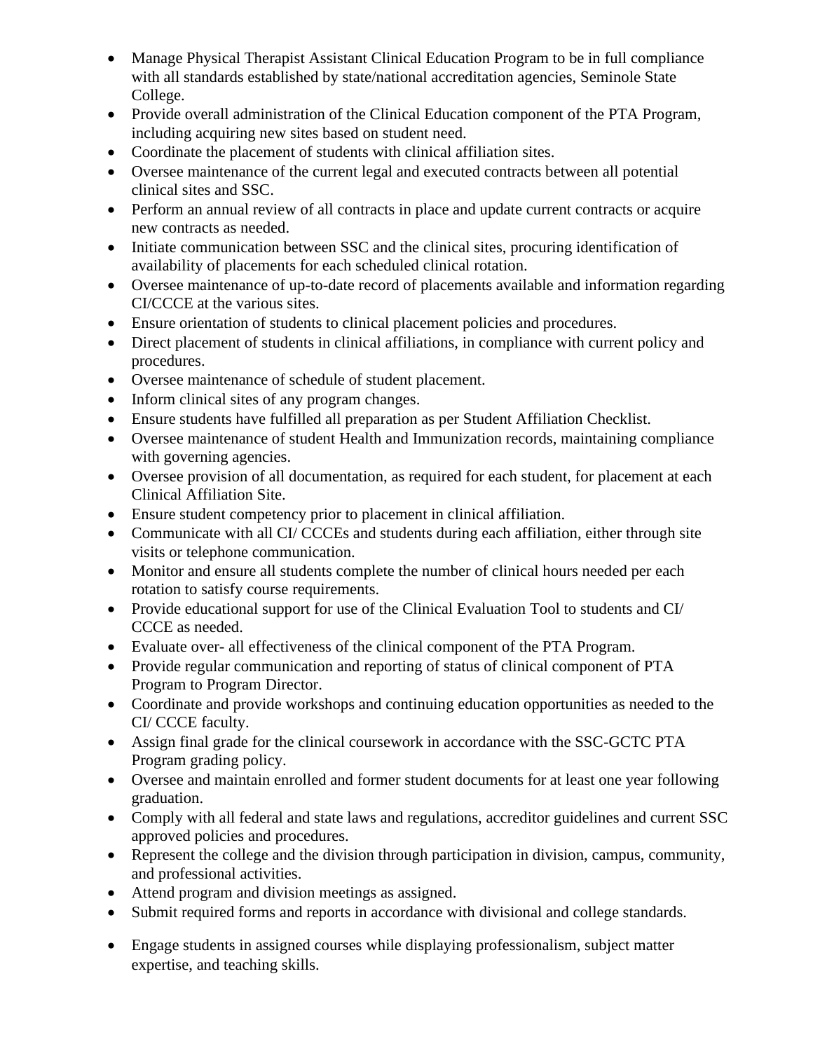- Manage Physical Therapist Assistant Clinical Education Program to be in full compliance with all standards established by state/national accreditation agencies, Seminole State College.
- Provide overall administration of the Clinical Education component of the PTA Program, including acquiring new sites based on student need.
- Coordinate the placement of students with clinical affiliation sites.
- Oversee maintenance of the current legal and executed contracts between all potential clinical sites and SSC.
- Perform an annual review of all contracts in place and update current contracts or acquire new contracts as needed.
- Initiate communication between SSC and the clinical sites, procuring identification of availability of placements for each scheduled clinical rotation.
- Oversee maintenance of up-to-date record of placements available and information regarding CI/CCCE at the various sites.
- Ensure orientation of students to clinical placement policies and procedures.
- Direct placement of students in clinical affiliations, in compliance with current policy and procedures.
- Oversee maintenance of schedule of student placement.
- Inform clinical sites of any program changes.
- Ensure students have fulfilled all preparation as per Student Affiliation Checklist.
- Oversee maintenance of student Health and Immunization records, maintaining compliance with governing agencies.
- Oversee provision of all documentation, as required for each student, for placement at each Clinical Affiliation Site.
- Ensure student competency prior to placement in clinical affiliation.
- Communicate with all CI/ CCCEs and students during each affiliation, either through site visits or telephone communication.
- Monitor and ensure all students complete the number of clinical hours needed per each rotation to satisfy course requirements.
- Provide educational support for use of the Clinical Evaluation Tool to students and CI/ CCCE as needed.
- Evaluate over- all effectiveness of the clinical component of the PTA Program.
- Provide regular communication and reporting of status of clinical component of PTA Program to Program Director.
- Coordinate and provide workshops and continuing education opportunities as needed to the CI/ CCCE faculty.
- Assign final grade for the clinical coursework in accordance with the SSC-GCTC PTA Program grading policy.
- Oversee and maintain enrolled and former student documents for at least one year following graduation.
- Comply with all federal and state laws and regulations, accreditor guidelines and current SSC approved policies and procedures.
- Represent the college and the division through participation in division, campus, community, and professional activities.
- Attend program and division meetings as assigned.
- Submit required forms and reports in accordance with divisional and college standards.
- Engage students in assigned courses while displaying professionalism, subject matter expertise, and teaching skills.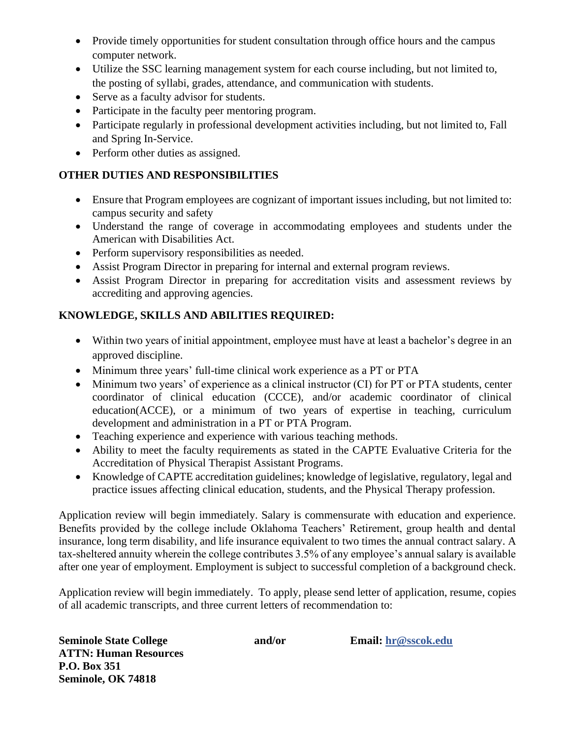- Provide timely opportunities for student consultation through office hours and the campus computer network.
- Utilize the SSC learning management system for each course including, but not limited to, the posting of syllabi, grades, attendance, and communication with students.
- Serve as a faculty advisor for students.
- Participate in the faculty peer mentoring program.
- Participate regularly in professional development activities including, but not limited to, Fall and Spring In-Service.
- Perform other duties as assigned.

## OTHER DUTIES AND RESPONSIBILITIES

- Ensure that Program employees are cognizant of important issues including, but not limited to: campus security and safety
- Understand the range of coverage in accommodating employees and students under the American with Disabilities Act.
- Perform supervisory responsibilities as needed.
- Assist Program Director in preparing for internal and external program reviews.
- Assist Program Director in preparing for accreditation visits and assessment reviews by accrediting and approving agencies.

## KNOWLEDGE, SKILLS AND ABILITIES REQUIRED:

- Within two years of initial appointment, employee must have at least a bachelor's degree in an approved discipline.
- Minimum three years' full-time clinical work experience as a PT or PTA
- Minimum two years' of experience as a clinical instructor (CI) for PT or PTA students, center coordinator of clinical education (CCCE), and/or academic coordinator of clinical education(ACCE), or a minimum of two years of expertise in teaching, curriculum development and administration in a PT or PTA Program.
- Teaching experience and experience with various teaching methods.
- Ability to meet the faculty requirements as stated in the CAPTE Evaluative Criteria for the Accreditation of Physical Therapist Assistant Programs.
- Knowledge of CAPTE accreditation guidelines; knowledge of legislative, regulatory, legal and practice issues affecting clinical education, students, and the Physical Therapy profession.

Application review will begin immediately. Salary is commensurate with education and experience. Benefits provided by the college include Oklahoma Teachers' Retirement, group health and dental insurance, long term disability, and life insurance equivalent to two times the annual contract salary. A tax-sheltered annuity wherein the college contributes 3.5% of any employee's annual salary is available after one year of employment. Employment is subject to successful completion of a background check.

Application review will begin immediately. To apply, please send letter of application, resume, copies of all academic transcripts, and three current letters of recommendation to:

**Seminole State College**
**ATTN: Human Resources**
**P.O. Box 351**
**Seminole, OK 74818**

**and/or**

**Email: hr@sscok.edu**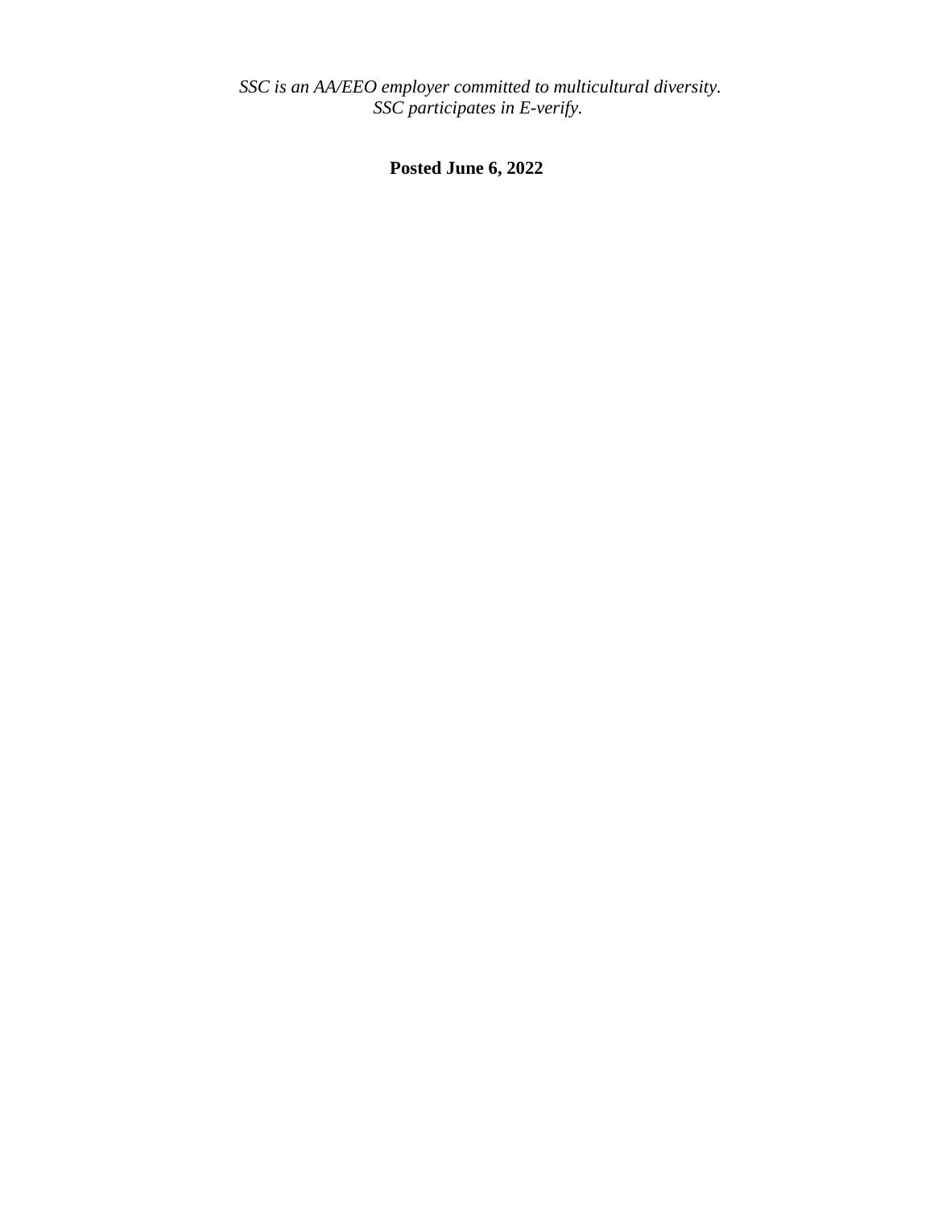*SSC is an AA/EEO employer committed to multicultural diversity.*
*SSC participates in E-verify.*

**Posted June 6, 2022**